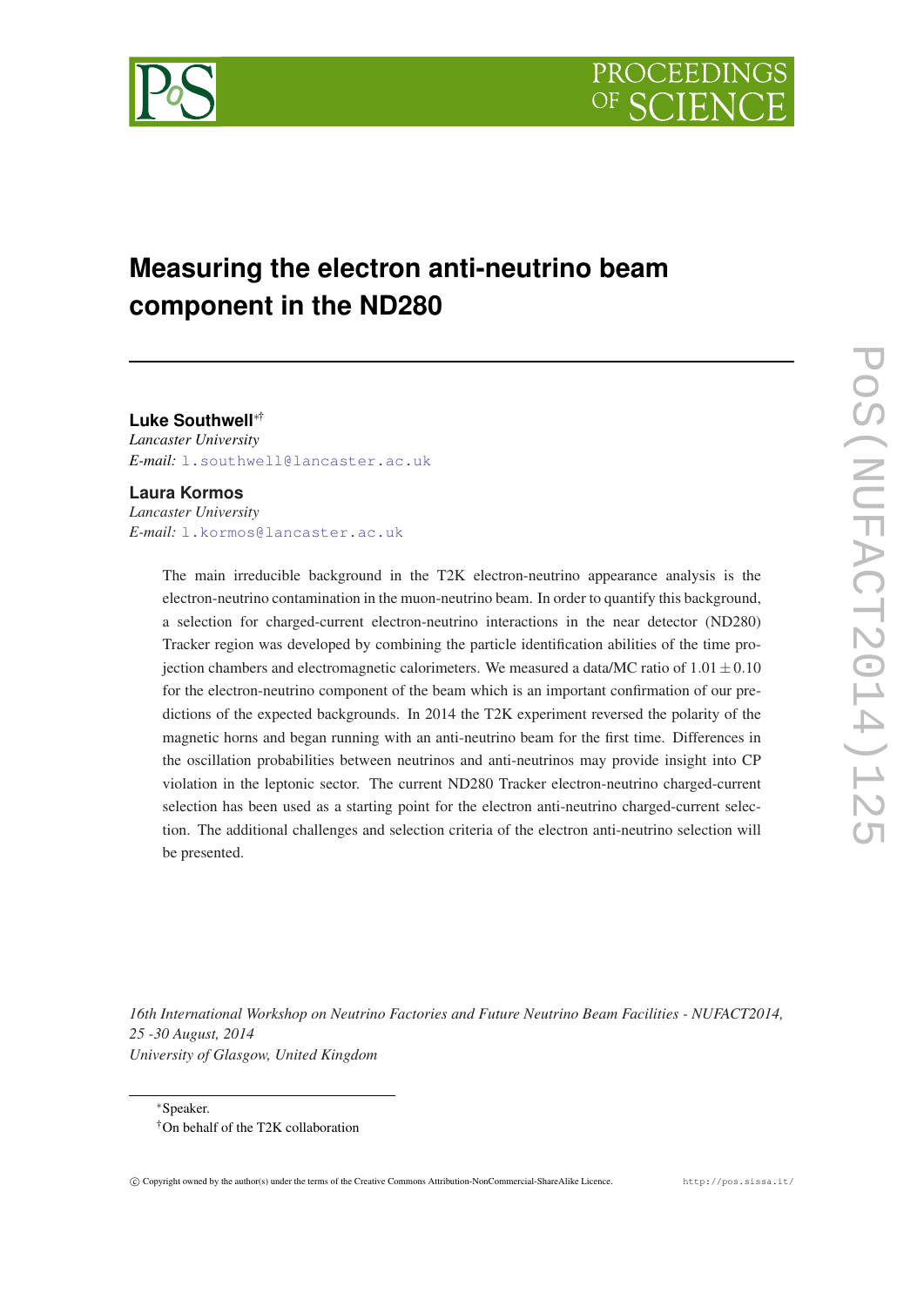# Measuring the electron anti-neutrino beam component in the ND280

**Luke Southwell**[*†]
*Lancaster University*
*E-mail:* l.southwell@lancaster.ac.uk

**Laura Kormos**
*Lancaster University*
*E-mail:* l.kormos@lancaster.ac.uk

The main irreducible background in the T2K electron-neutrino appearance analysis is the electron-neutrino contamination in the muon-neutrino beam. In order to quantify this background, a selection for charged-current electron-neutrino interactions in the near detector (ND280) Tracker region was developed by combining the particle identification abilities of the time projection chambers and electromagnetic calorimeters. We measured a data/MC ratio of $1.01 \pm 0.10$ for the electron-neutrino component of the beam which is an important confirmation of our predictions of the expected backgrounds. In 2014 the T2K experiment reversed the polarity of the magnetic horns and began running with an anti-neutrino beam for the first time. Differences in the oscillation probabilities between neutrinos and anti-neutrinos may provide insight into CP violation in the leptonic sector. The current ND280 Tracker electron-neutrino charged-current selection has been used as a starting point for the electron anti-neutrino charged-current selection. The additional challenges and selection criteria of the electron anti-neutrino selection will be presented.

*16th International Workshop on Neutrino Factories and Future Neutrino Beam Facilities - NUFACT2014, 25 -30 August, 2014*
*University of Glasgow, United Kingdom*

[*]Speaker.
[†]On behalf of the T2K collaboration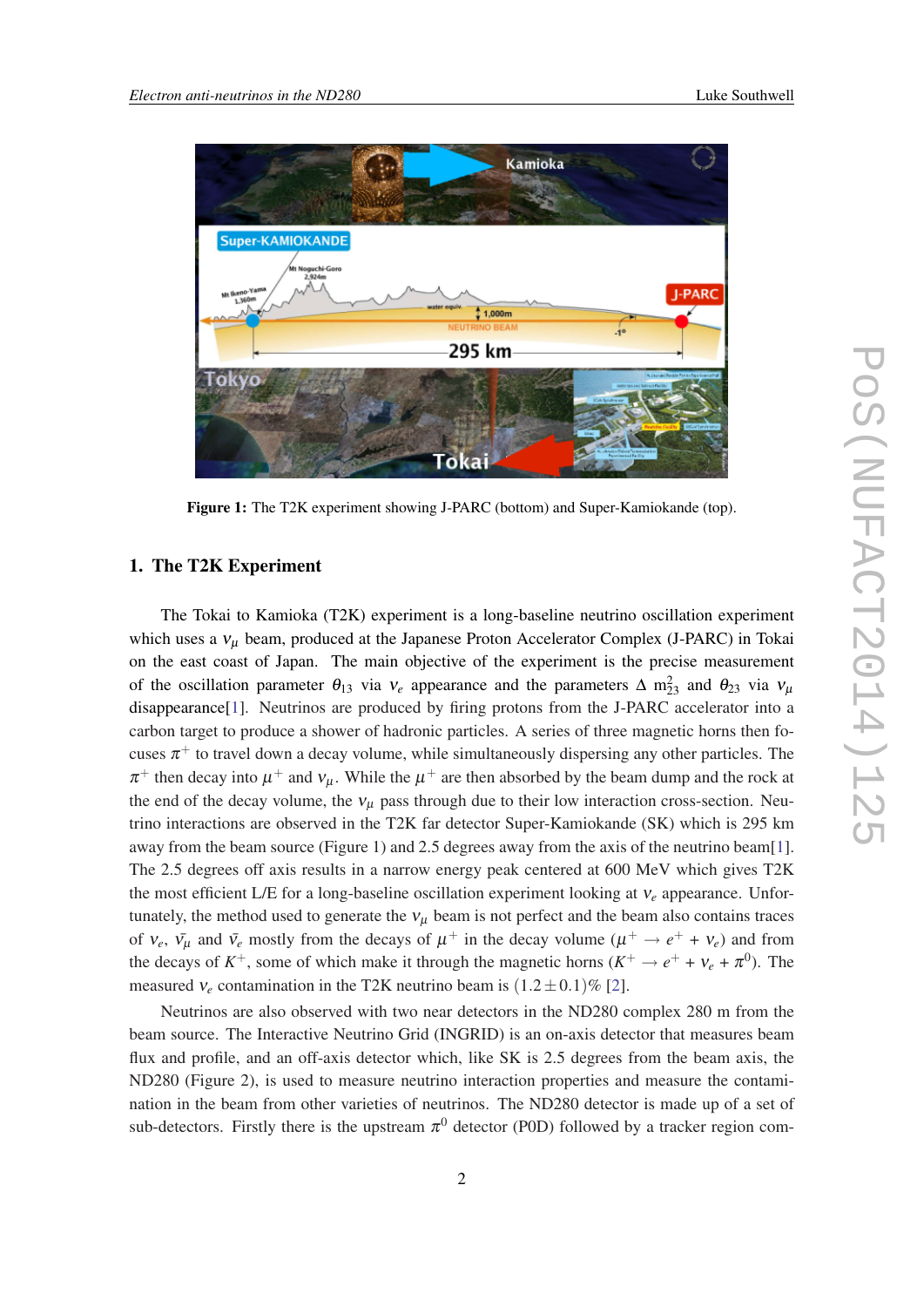**Figure 1:** The T2K experiment showing J-PARC (bottom) and Super-Kamiokande (top).

## 1. The T2K Experiment

The Tokai to Kamioka (T2K) experiment is a long-baseline neutrino oscillation experiment which uses a $\nu_\mu$ beam, produced at the Japanese Proton Accelerator Complex (J-PARC) in Tokai on the east coast of Japan. The main objective of the experiment is the precise measurement of the oscillation parameter $\theta_{13}$ via $\nu_e$ appearance and the parameters $\Delta$ $m^2_{23}$ and $\theta_{23}$ via $\nu_\mu$ disappearance[1]. Neutrinos are produced by firing protons from the J-PARC accelerator into a carbon target to produce a shower of hadronic particles. A series of three magnetic horns then focuses $\pi^+$ to travel down a decay volume, while simultaneously dispersing any other particles. The $\pi^+$ then decay into $\mu^+$ and $\nu_\mu$. While the $\mu^+$ are then absorbed by the beam dump and the rock at the end of the decay volume, the $\nu_\mu$ pass through due to their low interaction cross-section. Neutrino interactions are observed in the T2K far detector Super-Kamiokande (SK) which is 295 km away from the beam source (Figure 1) and 2.5 degrees away from the axis of the neutrino beam[1]. The 2.5 degrees off axis results in a narrow energy peak centered at 600 MeV which gives T2K the most efficient L/E for a long-baseline oscillation experiment looking at $\nu_e$ appearance. Unfortunately, the method used to generate the $\nu_\mu$ beam is not perfect and the beam also contains traces of $\nu_e$, $\bar{\nu}_\mu$ and $\bar{\nu}_e$ mostly from the decays of $\mu^+$ in the decay volume ($\mu^+ \rightarrow e^+ + \nu_e$) and from the decays of $K^+$, some of which make it through the magnetic horns ($K^+ \rightarrow e^+ + \nu_e + \pi^0$). The measured $\nu_e$ contamination in the T2K neutrino beam is $(1.2 \pm 0.1)\%$ [2].

Neutrinos are also observed with two near detectors in the ND280 complex 280 m from the beam source. The Interactive Neutrino Grid (INGRID) is an on-axis detector that measures beam flux and profile, and an off-axis detector which, like SK is 2.5 degrees from the beam axis, the ND280 (Figure 2), is used to measure neutrino interaction properties and measure the contamination in the beam from other varieties of neutrinos. The ND280 detector is made up of a set of sub-detectors. Firstly there is the upstream $\pi^0$ detector (P0D) followed by a tracker region com-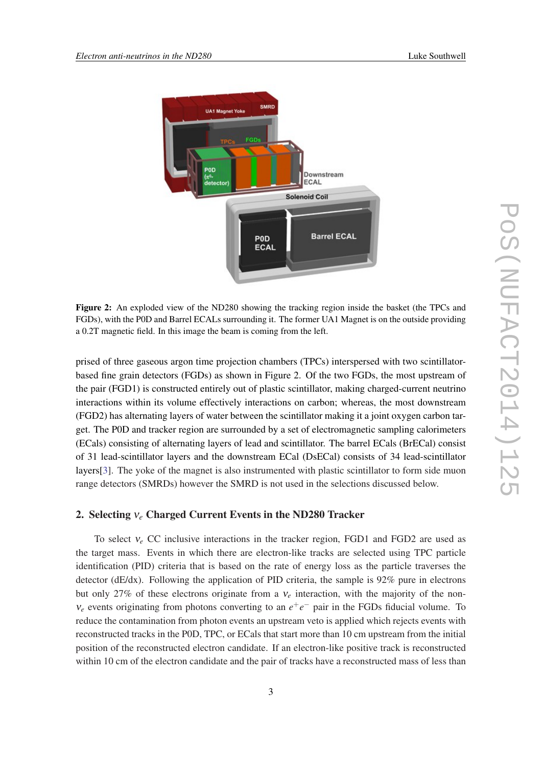**Figure 2:** An exploded view of the ND280 showing the tracking region inside the basket (the TPCs and FGDs), with the P0D and Barrel ECALs surrounding it. The former UA1 Magnet is on the outside providing a 0.2T magnetic field. In this image the beam is coming from the left.

prised of three gaseous argon time projection chambers (TPCs) interspersed with two scintillator-based fine grain detectors (FGDs) as shown in Figure 2. Of the two FGDs, the most upstream of the pair (FGD1) is constructed entirely out of plastic scintillator, making charged-current neutrino interactions within its volume effectively interactions on carbon; whereas, the most downstream (FGD2) has alternating layers of water between the scintillator making it a joint oxygen carbon target. The P0D and tracker region are surrounded by a set of electromagnetic sampling calorimeters (ECals) consisting of alternating layers of lead and scintillator. The barrel ECals (BrECal) consist of 31 lead-scintillator layers and the downstream ECal (DsECal) consists of 34 lead-scintillator layers[3]. The yoke of the magnet is also instrumented with plastic scintillator to form side muon range detectors (SMRDs) however the SMRD is not used in the selections discussed below.

## 2. Selecting $\nu_e$ Charged Current Events in the ND280 Tracker

To select $\nu_e$ CC inclusive interactions in the tracker region, FGD1 and FGD2 are used as the target mass. Events in which there are electron-like tracks are selected using TPC particle identification (PID) criteria that is based on the rate of energy loss as the particle traverses the detector (dE/dx). Following the application of PID criteria, the sample is 92% pure in electrons but only 27% of these electrons originate from a $\nu_e$ interaction, with the majority of the non-$\nu_e$ events originating from photons converting to an $e^+e^-$ pair in the FGDs fiducial volume. To reduce the contamination from photon events an upstream veto is applied which rejects events with reconstructed tracks in the P0D, TPC, or ECals that start more than 10 cm upstream from the initial position of the reconstructed electron candidate. If an electron-like positive track is reconstructed within 10 cm of the electron candidate and the pair of tracks have a reconstructed mass of less than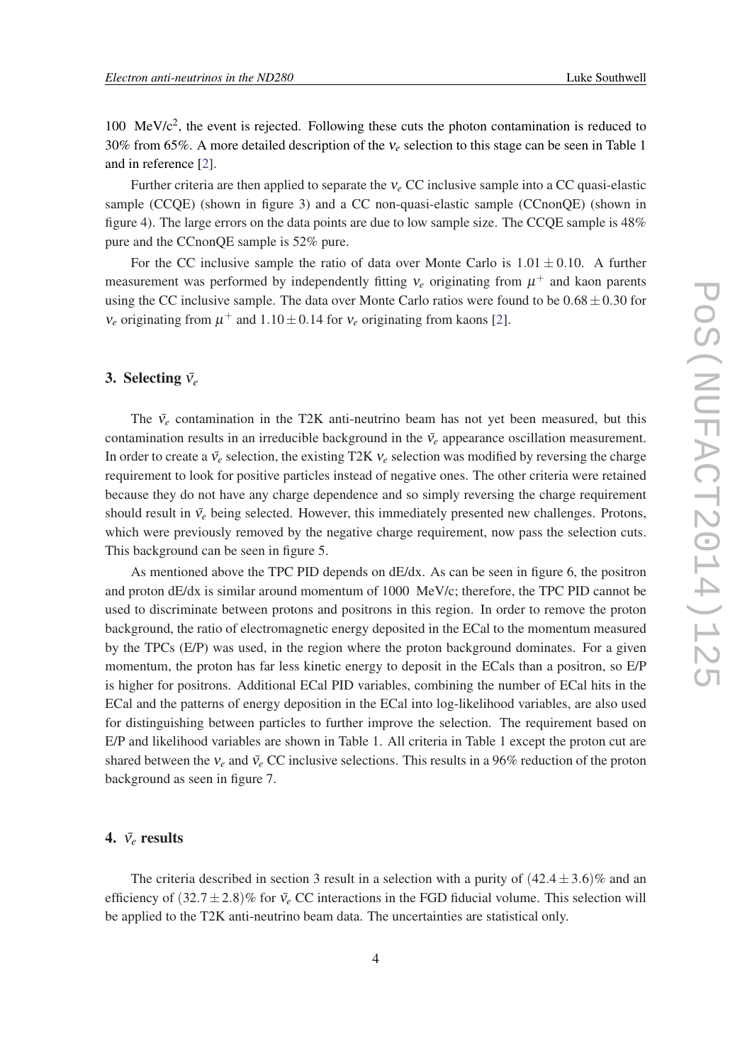100 MeV/c$^2$, the event is rejected. Following these cuts the photon contamination is reduced to 30% from 65%. A more detailed description of the $\nu_e$ selection to this stage can be seen in Table 1 and in reference [2].

Further criteria are then applied to separate the $\nu_e$ CC inclusive sample into a CC quasi-elastic sample (CCQE) (shown in figure 3) and a CC non-quasi-elastic sample (CCnonQE) (shown in figure 4). The large errors on the data points are due to low sample size. The CCQE sample is 48% pure and the CCnonQE sample is 52% pure.

For the CC inclusive sample the ratio of data over Monte Carlo is $1.01 \pm 0.10$. A further measurement was performed by independently fitting $\nu_e$ originating from $\mu^+$ and kaon parents using the CC inclusive sample. The data over Monte Carlo ratios were found to be $0.68 \pm 0.30$ for $\nu_e$ originating from $\mu^+$ and $1.10 \pm 0.14$ for $\nu_e$ originating from kaons [2].

## 3. Selecting $\bar{\nu}_e$

The $\bar{\nu}_e$ contamination in the T2K anti-neutrino beam has not yet been measured, but this contamination results in an irreducible background in the $\bar{\nu}_e$ appearance oscillation measurement. In order to create a $\bar{\nu}_e$ selection, the existing T2K $\nu_e$ selection was modified by reversing the charge requirement to look for positive particles instead of negative ones. The other criteria were retained because they do not have any charge dependence and so simply reversing the charge requirement should result in $\bar{\nu}_e$ being selected. However, this immediately presented new challenges. Protons, which were previously removed by the negative charge requirement, now pass the selection cuts. This background can be seen in figure 5.

As mentioned above the TPC PID depends on dE/dx. As can be seen in figure 6, the positron and proton dE/dx is similar around momentum of 1000 MeV/c; therefore, the TPC PID cannot be used to discriminate between protons and positrons in this region. In order to remove the proton background, the ratio of electromagnetic energy deposited in the ECal to the momentum measured by the TPCs (E/P) was used, in the region where the proton background dominates. For a given momentum, the proton has far less kinetic energy to deposit in the ECals than a positron, so E/P is higher for positrons. Additional ECal PID variables, combining the number of ECal hits in the ECal and the patterns of energy deposition in the ECal into log-likelihood variables, are also used for distinguishing between particles to further improve the selection. The requirement based on E/P and likelihood variables are shown in Table 1. All criteria in Table 1 except the proton cut are shared between the $\nu_e$ and $\bar{\nu}_e$ CC inclusive selections. This results in a 96% reduction of the proton background as seen in figure 7.

## 4. $\bar{\nu}_e$ results

The criteria described in section 3 result in a selection with a purity of $(42.4 \pm 3.6)\%$ and an efficiency of $(32.7 \pm 2.8)\%$ for $\bar{\nu}_e$ CC interactions in the FGD fiducial volume. This selection will be applied to the T2K anti-neutrino beam data. The uncertainties are statistical only.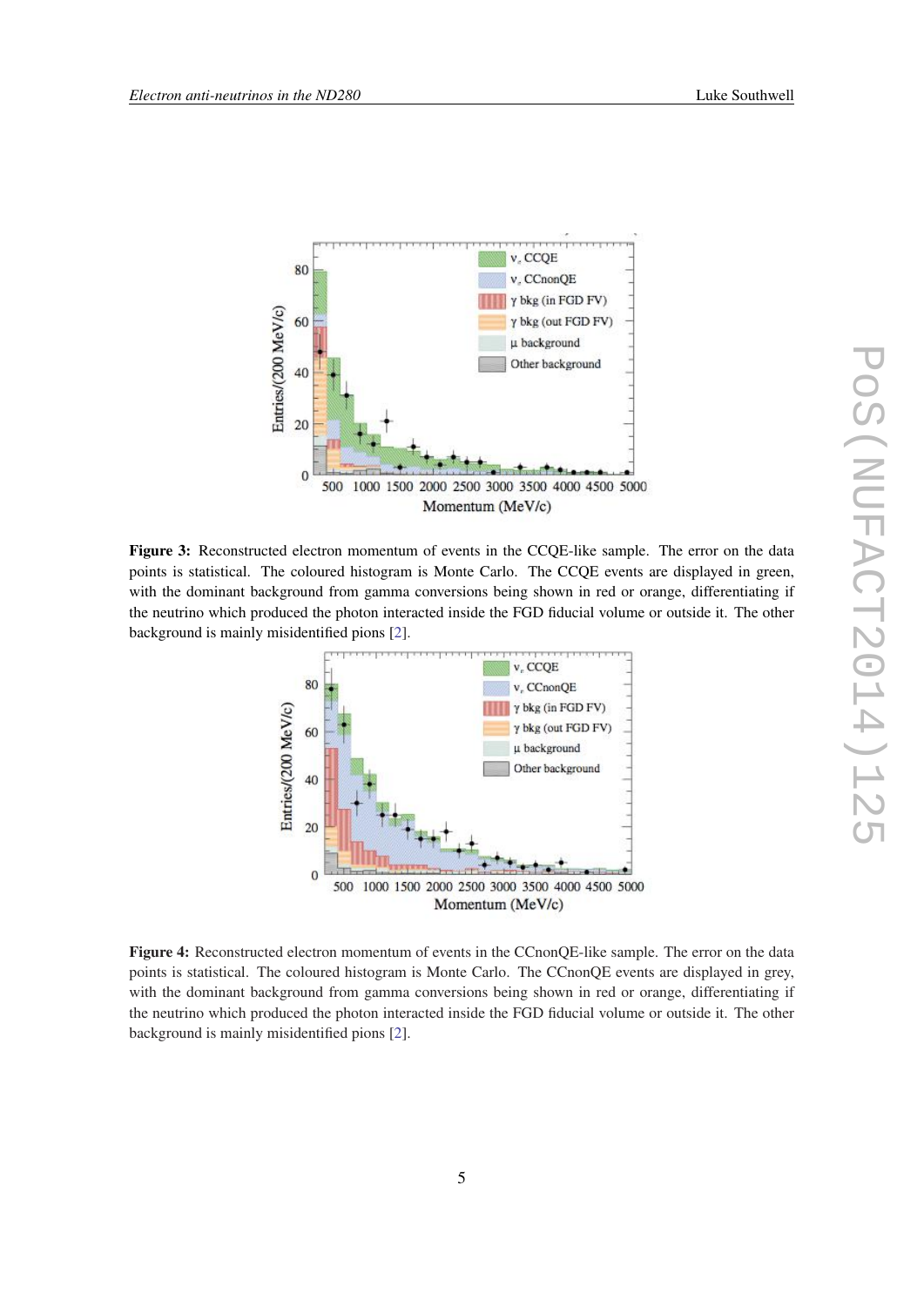**Figure 3:** Reconstructed electron momentum of events in the CCQE-like sample. The error on the data points is statistical. The coloured histogram is Monte Carlo. The CCQE events are displayed in green, with the dominant background from gamma conversions being shown in red or orange, differentiating if the neutrino which produced the photon interacted inside the FGD fiducial volume or outside it. The other background is mainly misidentified pions [2].

**Figure 4:** Reconstructed electron momentum of events in the CCnonQE-like sample. The error on the data points is statistical. The coloured histogram is Monte Carlo. The CCnonQE events are displayed in grey, with the dominant background from gamma conversions being shown in red or orange, differentiating if the neutrino which produced the photon interacted inside the FGD fiducial volume or outside it. The other background is mainly misidentified pions [2].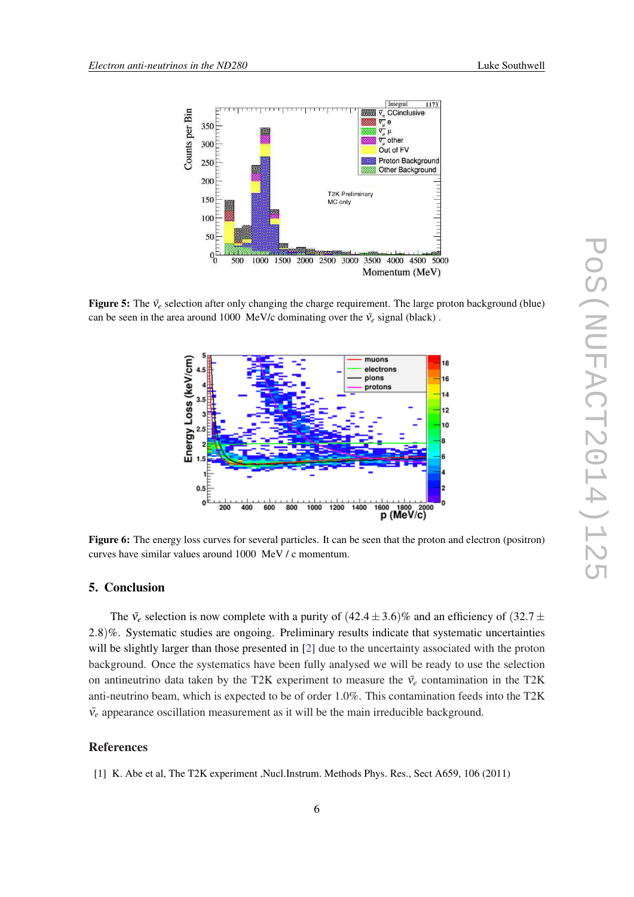**Figure 5:** The $\bar{\nu}_e$ selection after only changing the charge requirement. The large proton background (blue) can be seen in the area around 1000 MeV/c dominating over the $\bar{\nu}_e$ signal (black) .

**Figure 6:** The energy loss curves for several particles. It can be seen that the proton and electron (positron) curves have similar values around 1000 MeV / c momentum.

## 5. Conclusion

The $\bar{\nu}_e$ selection is now complete with a purity of $(42.4 \pm 3.6)\%$ and an efficiency of $(32.7 \pm 2.8)\%$. Systematic studies are ongoing. Preliminary results indicate that systematic uncertainties will be slightly larger than those presented in [2] due to the uncertainty associated with the proton background. Once the systematics have been fully analysed we will be ready to use the selection on antineutrino data taken by the T2K experiment to measure the $\bar{\nu}_e$ contamination in the T2K anti-neutrino beam, which is expected to be of order 1.0%. This contamination feeds into the T2K $\bar{\nu}_e$ appearance oscillation measurement as it will be the main irreducible background.

## References

[1] K. Abe et al, The T2K experiment ,Nucl.Instrum. Methods Phys. Res., Sect A659, 106 (2011)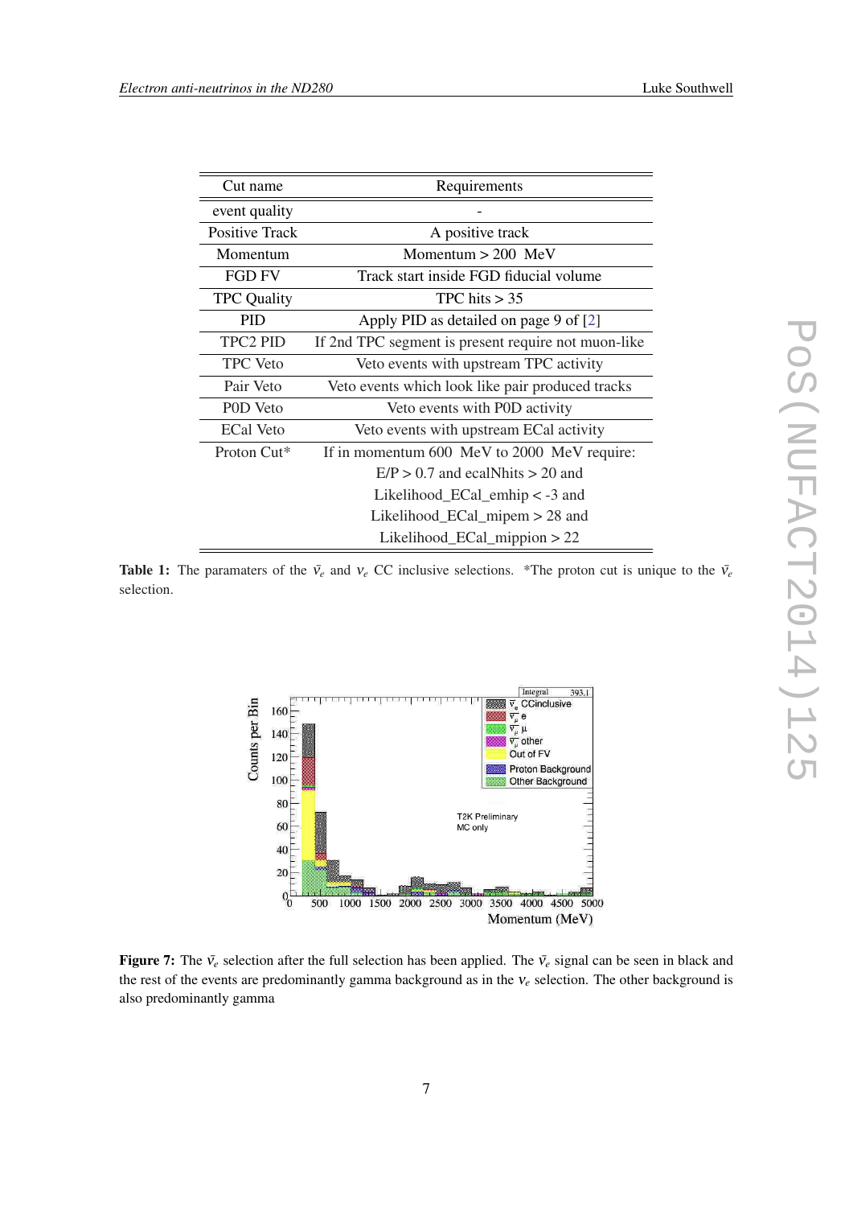| Cut name | Requirements |
|---|---|
| event quality | - |
| Positive Track | A positive track |
| Momentum | Momentum > 200 MeV |
| FGD FV | Track start inside FGD fiducial volume |
| TPC Quality | TPC hits > 35 |
| PID | Apply PID as detailed on page 9 of [2] |
| TPC2 PID | If 2nd TPC segment is present require not muon-like |
| TPC Veto | Veto events with upstream TPC activity |
| Pair Veto | Veto events which look like pair produced tracks |
| P0D Veto | Veto events with P0D activity |
| ECal Veto | Veto events with upstream ECal activity |
| Proton Cut* | If in momentum 600 MeV to 2000 MeV require: E/P > 0.7 and ecalNhits > 20 and Likelihood_ECal_emhip < -3 and Likelihood_ECal_mipem > 28 and Likelihood_ECal_mippion > 22 |

**Table 1:** The paramaters of the $\bar{\nu}_e$ and $\nu_e$ CC inclusive selections. *The proton cut is unique to the $\bar{\nu}_e$ selection.

**Figure 7:** The $\bar{\nu}_e$ selection after the full selection has been applied. The $\bar{\nu}_e$ signal can be seen in black and the rest of the events are predominantly gamma background as in the $\nu_e$ selection. The other background is also predominantly gamma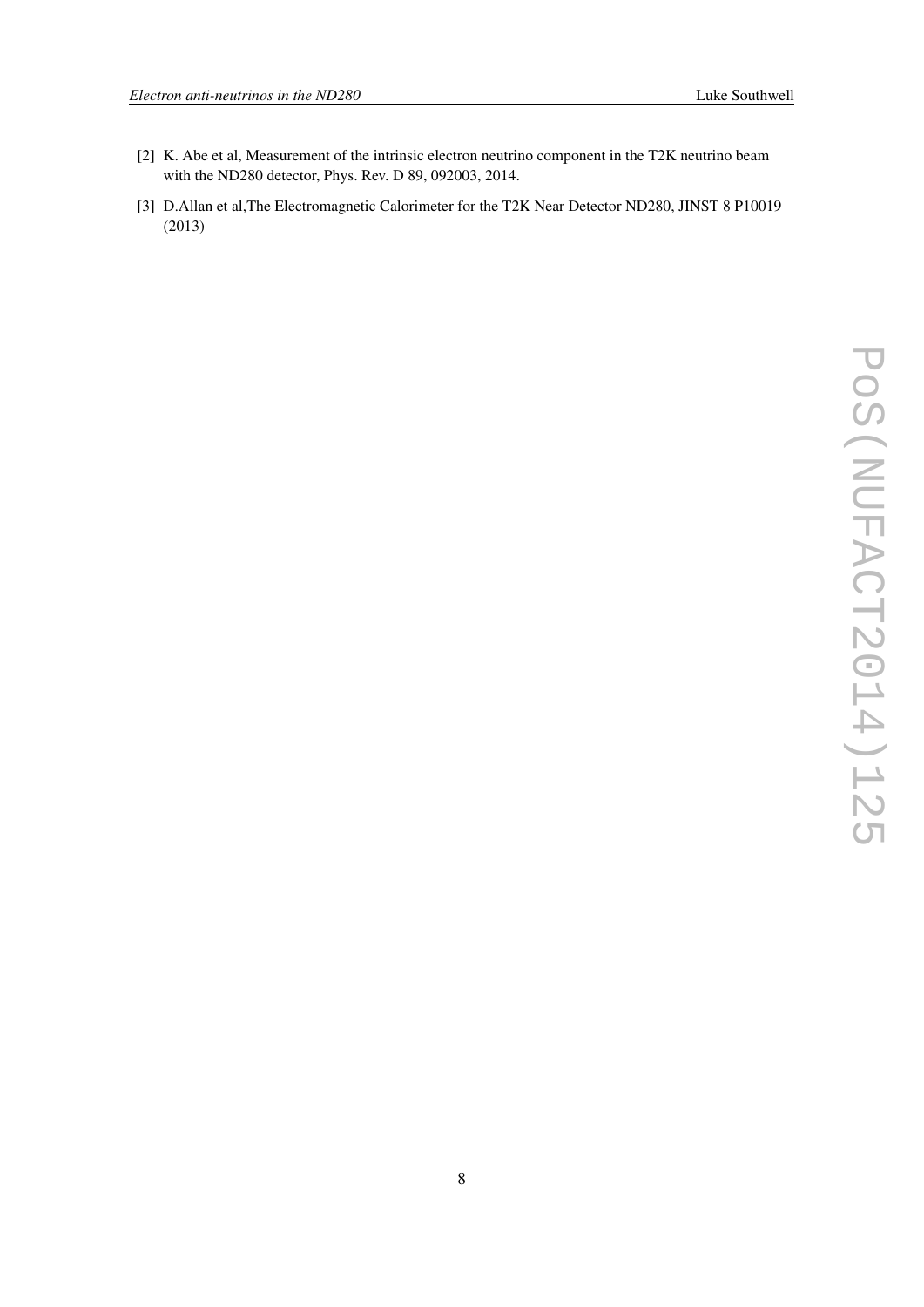[2] K. Abe et al, Measurement of the intrinsic electron neutrino component in the T2K neutrino beam with the ND280 detector, Phys. Rev. D 89, 092003, 2014.

[3] D.Allan et al,The Electromagnetic Calorimeter for the T2K Near Detector ND280, JINST 8 P10019 (2013)